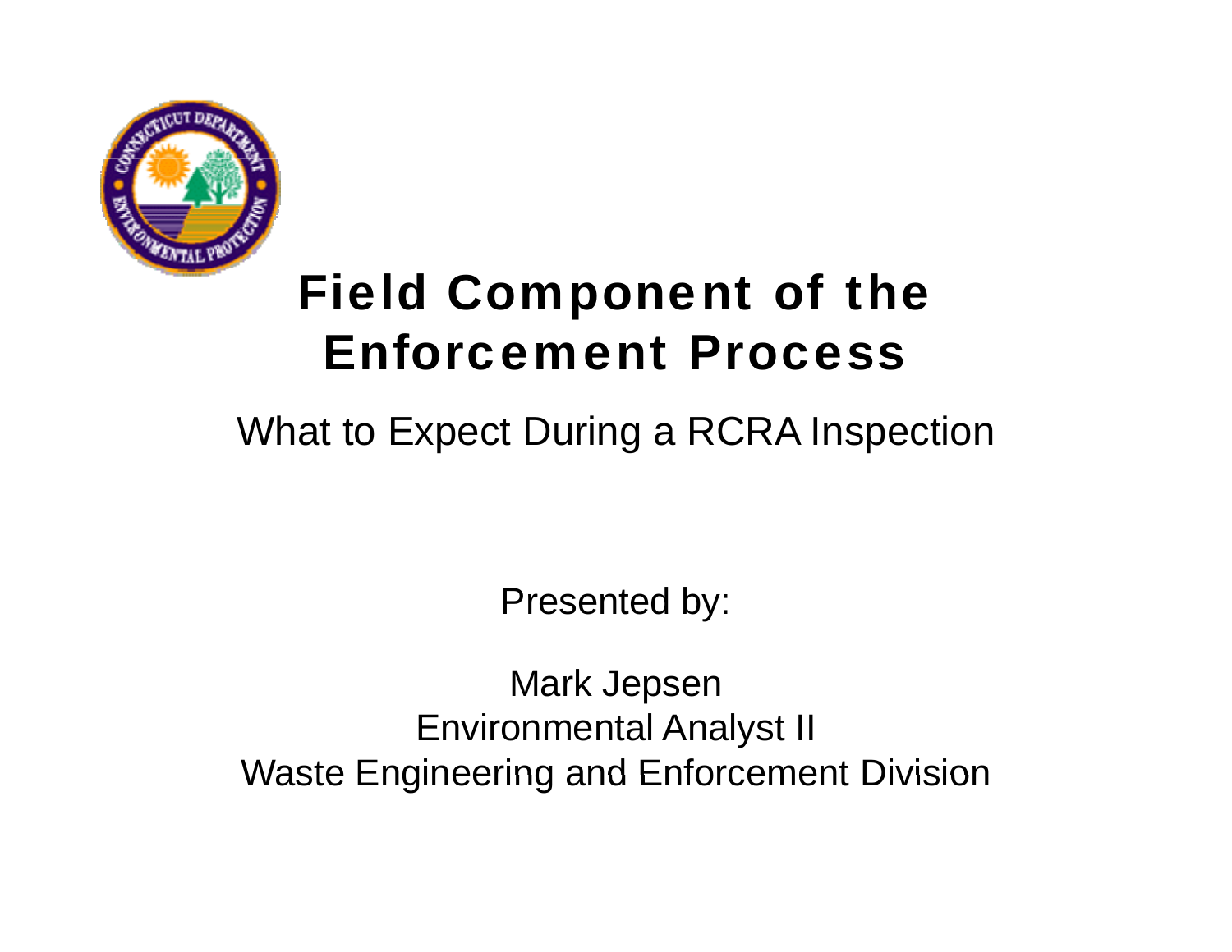# Field Component of the Enforcement Process

## What to Expect During a RCRA Inspection

Presented by:

Mark Jepsen
Environmental Analyst II
Waste Engineering and Enforcement Division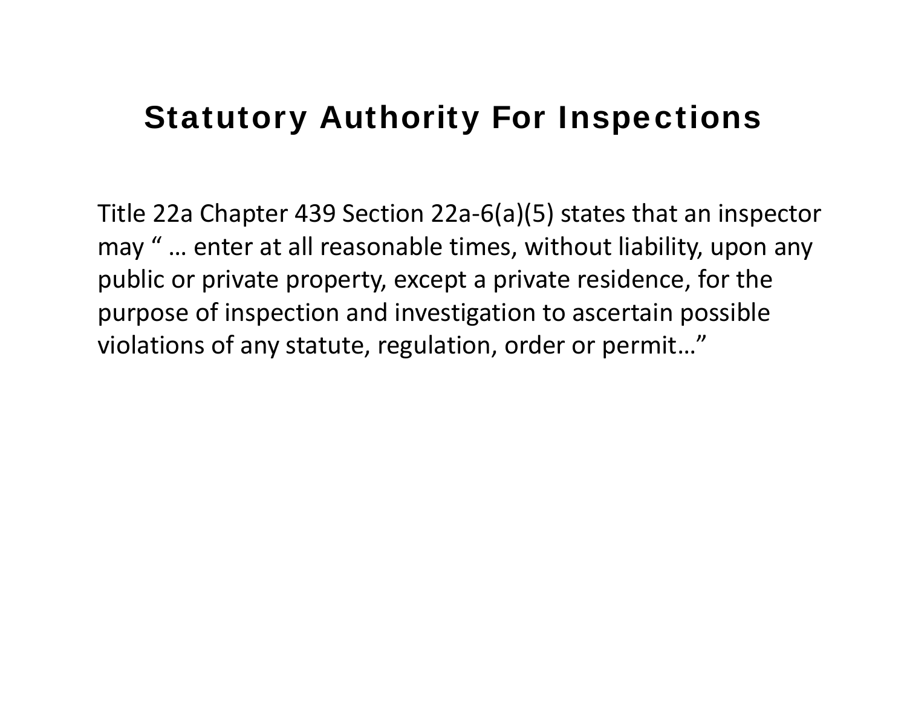# Statutory Authority For Inspections

Title 22a Chapter 439 Section 22a-6(a)(5) states that an inspector may " … enter at all reasonable times, without liability, upon any public or private property, except a private residence, for the purpose of inspection and investigation to ascertain possible violations of any statute, regulation, order or permit…"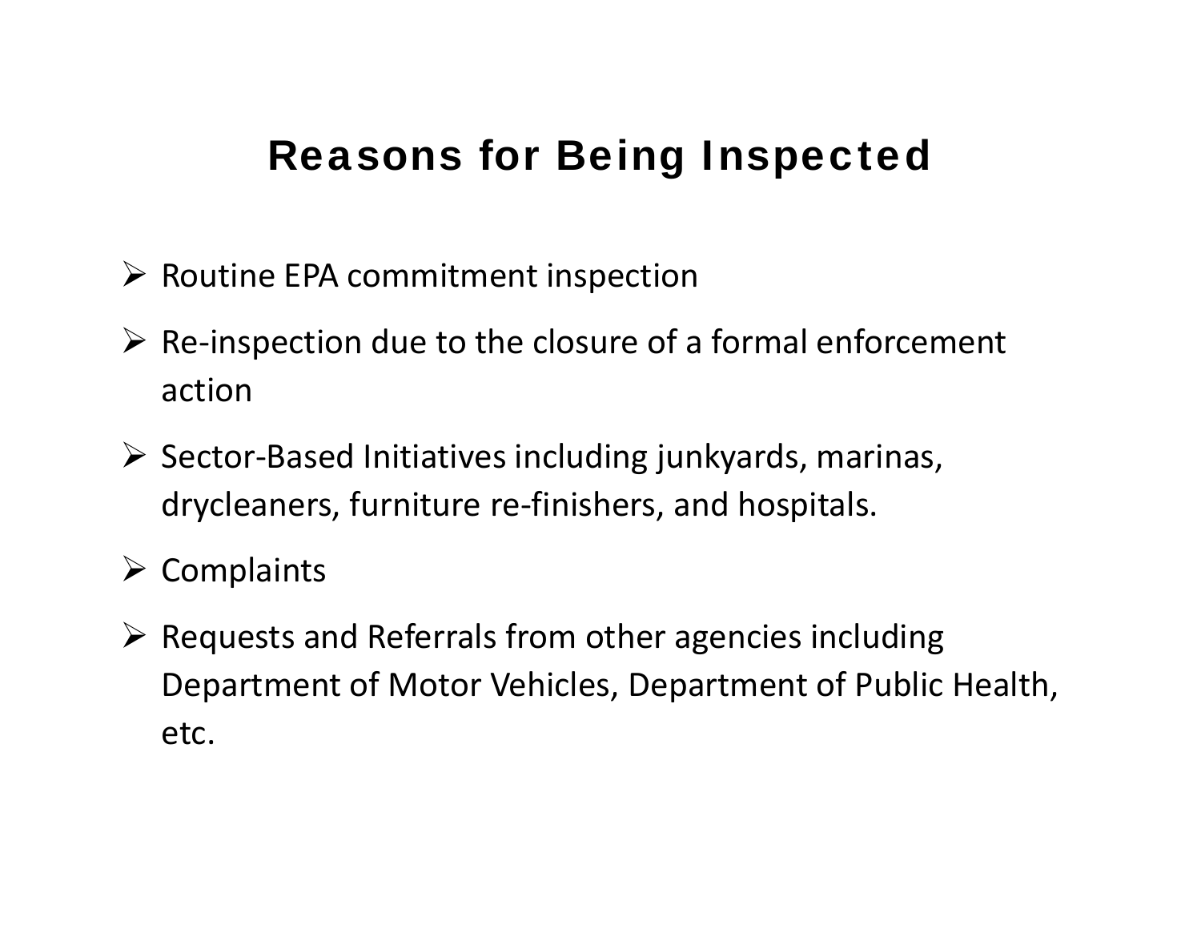# Reasons for Being Inspected

- Routine EPA commitment inspection
- Re-inspection due to the closure of a formal enforcement action
- Sector-Based Initiatives including junkyards, marinas, drycleaners, furniture re-finishers, and hospitals.
- Complaints
- Requests and Referrals from other agencies including Department of Motor Vehicles, Department of Public Health, etc.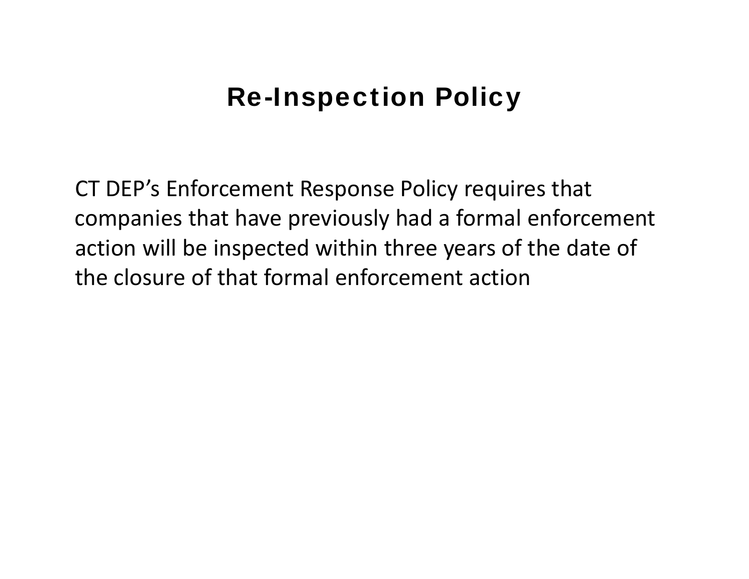# Re-Inspection Policy

CT DEP’s Enforcement Response Policy requires that companies that have previously had a formal enforcement action will be inspected within three years of the date of the closure of that formal enforcement action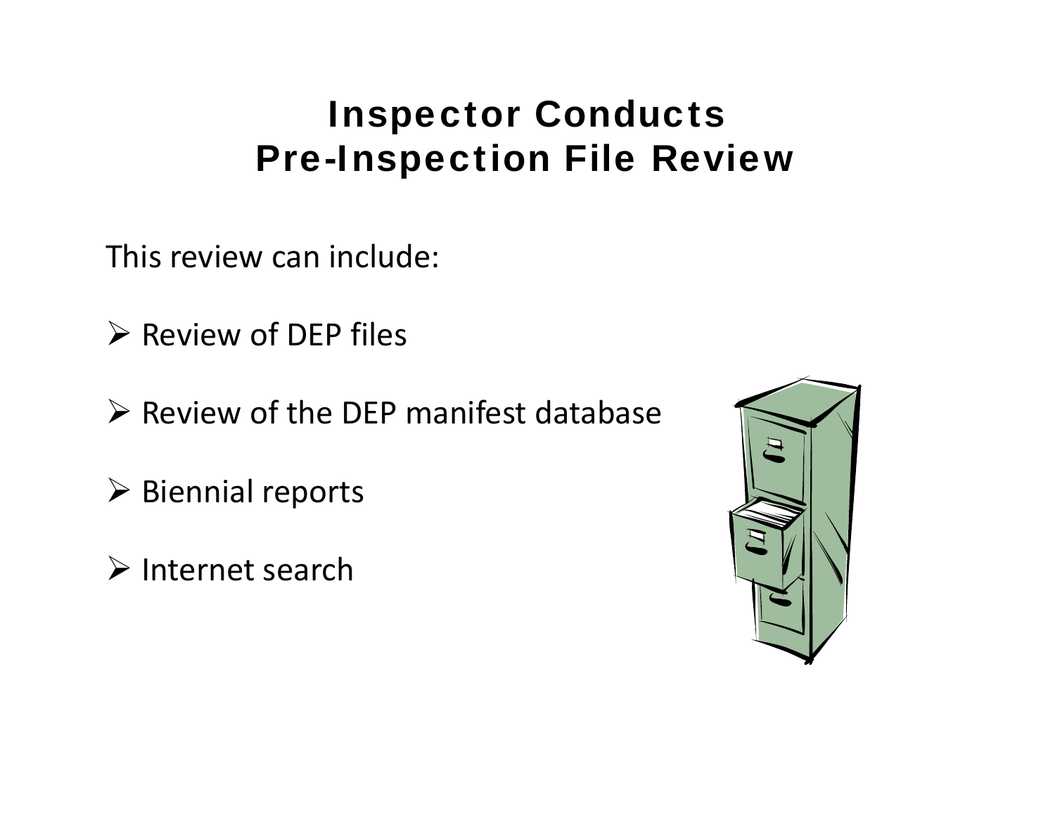# Inspector Conducts Pre-Inspection File Review

This review can include:

- Review of DEP files
- Review of the DEP manifest database
- Biennial reports
- Internet search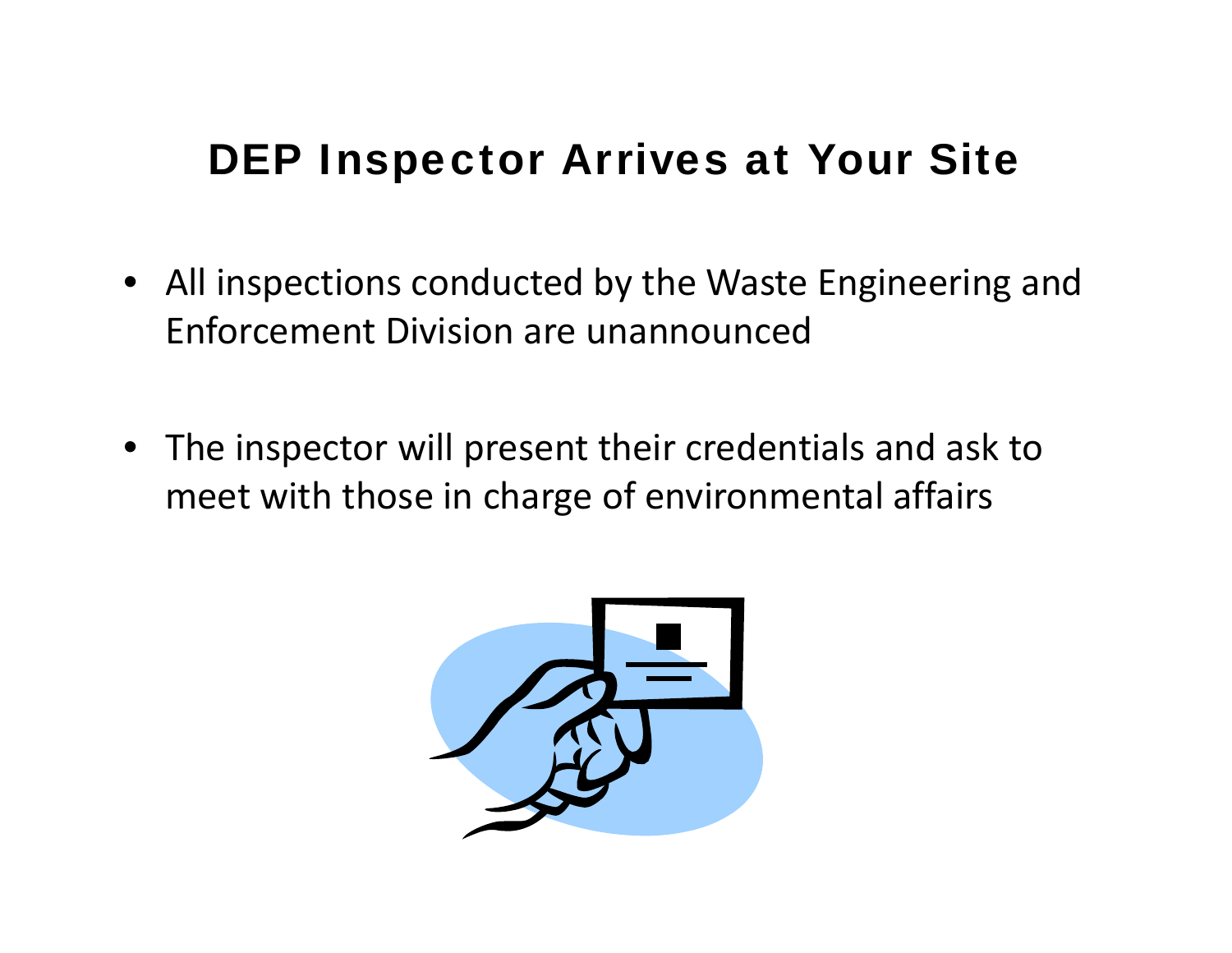# DEP Inspector Arrives at Your Site

- All inspections conducted by the Waste Engineering and Enforcement Division are unannounced
- The inspector will present their credentials and ask to meet with those in charge of environmental affairs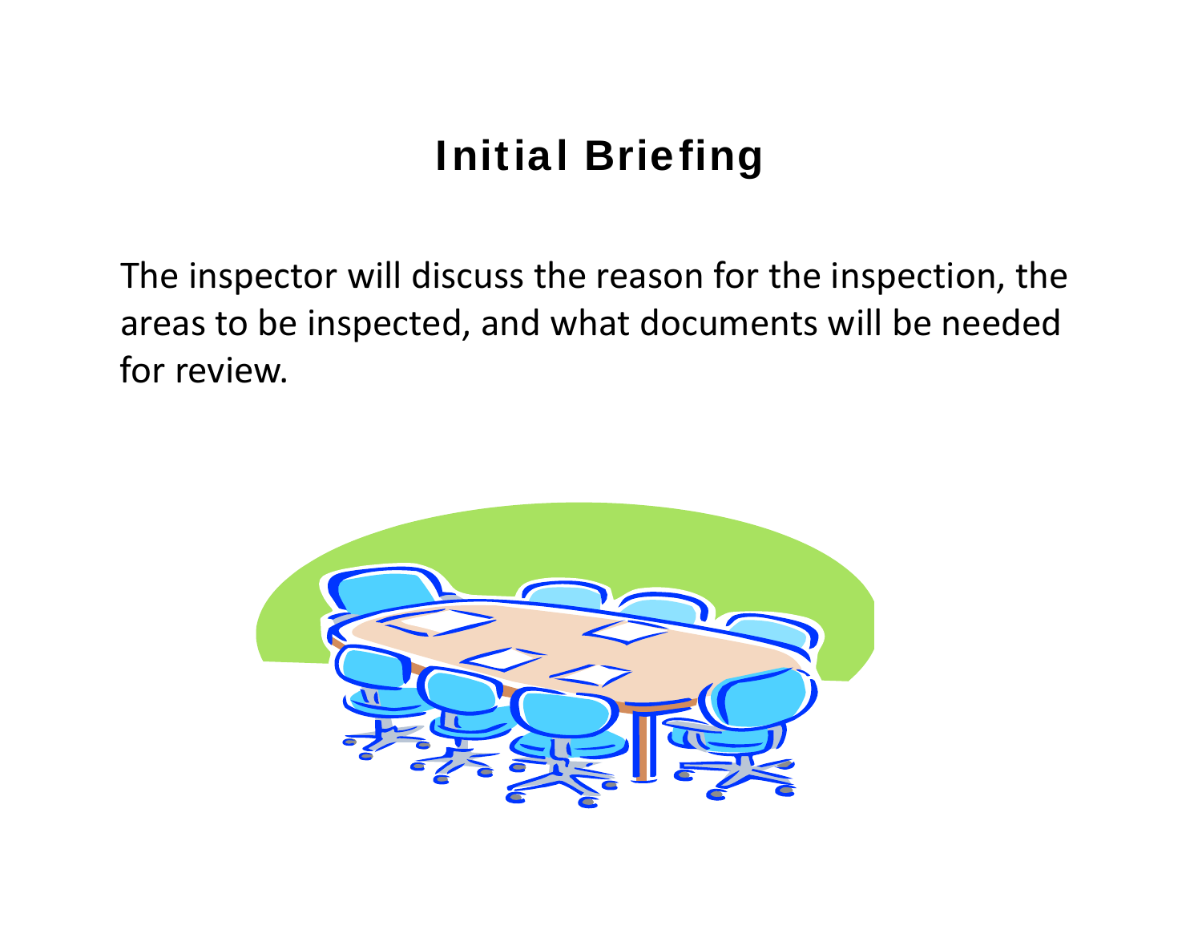# Initial Briefing

The inspector will discuss the reason for the inspection, the areas to be inspected, and what documents will be needed for review.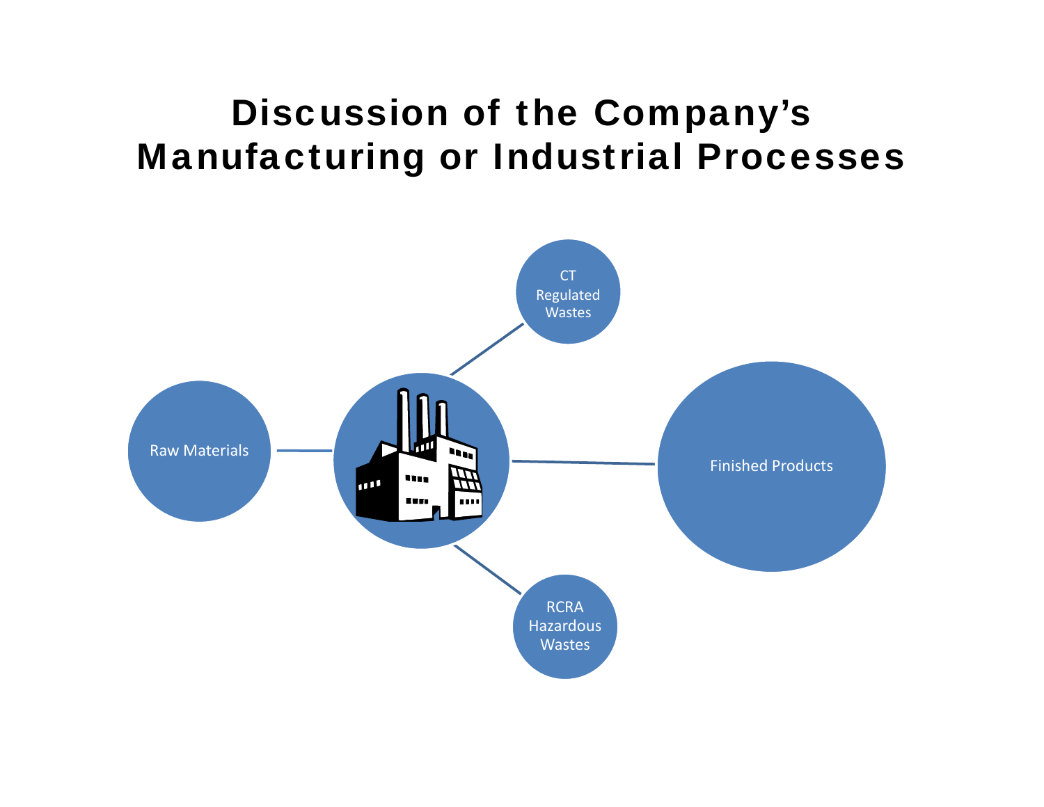# Discussion of the Company's Manufacturing or Industrial Processes

- Raw Materials
- CT Regulated Wastes
- Finished Products
- RCRA Hazardous Wastes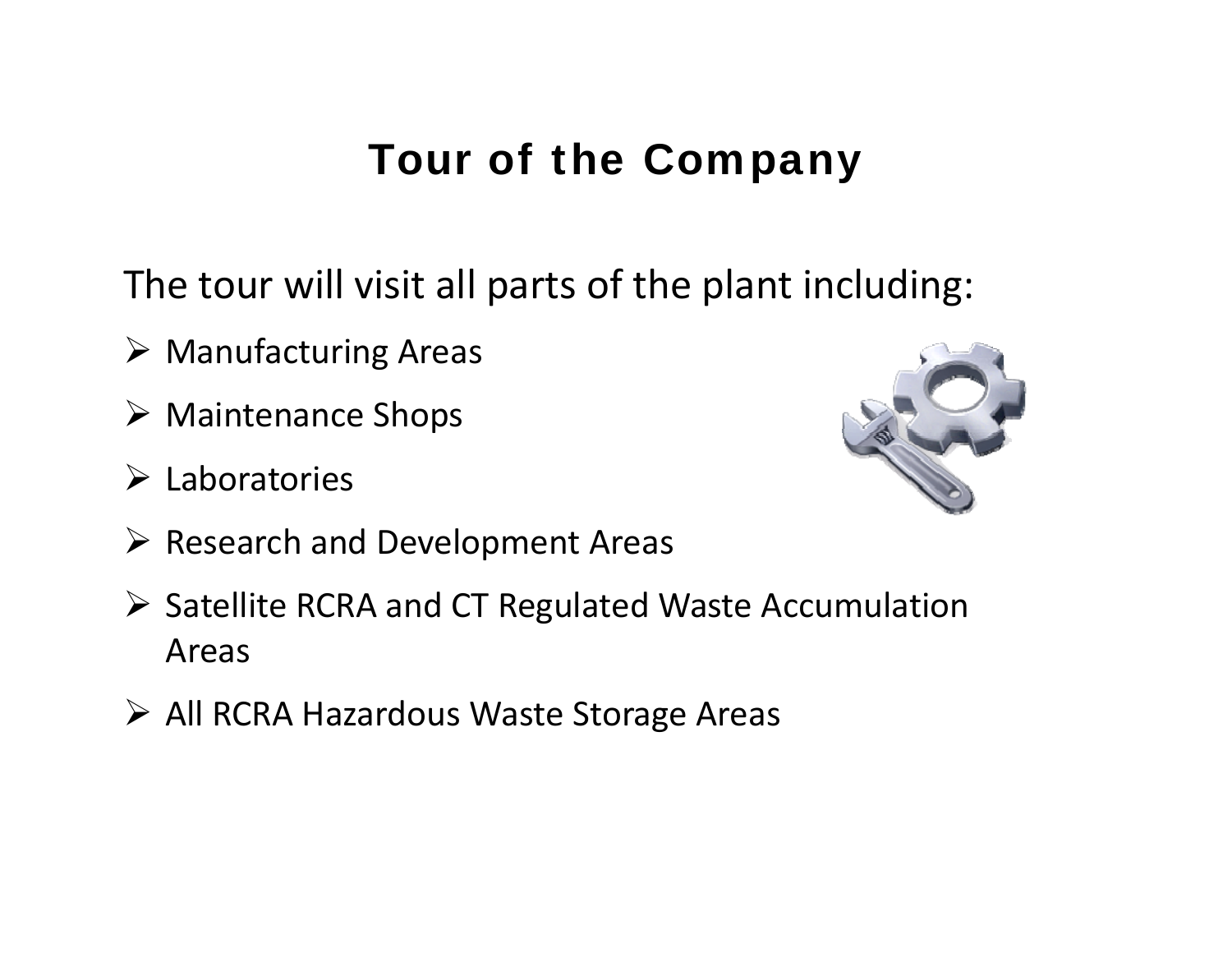# Tour of the Company

The tour will visit all parts of the plant including:

- Manufacturing Areas
- Maintenance Shops
- Laboratories
- Research and Development Areas
- Satellite RCRA and CT Regulated Waste Accumulation Areas
- All RCRA Hazardous Waste Storage Areas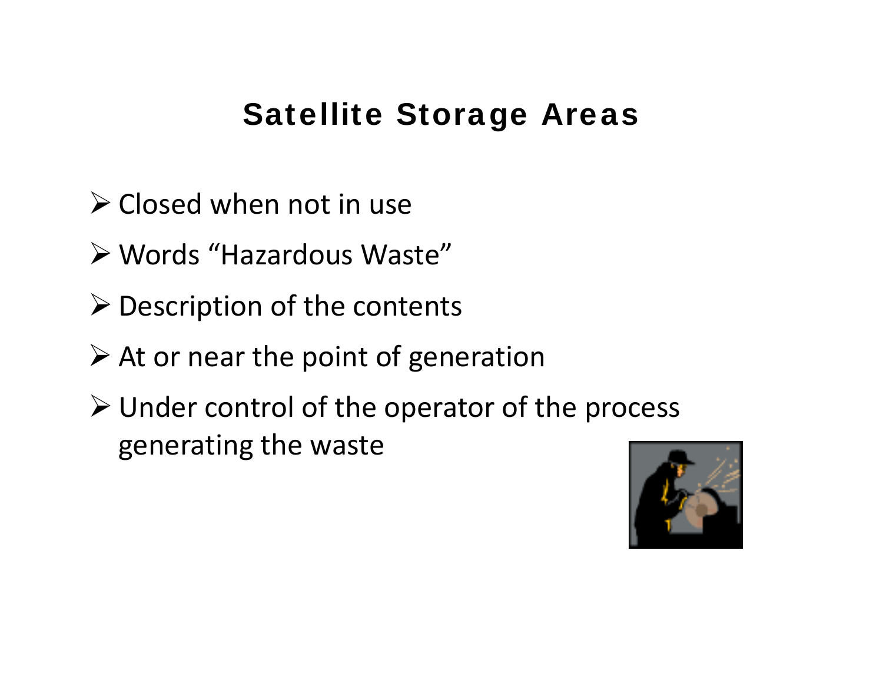# Satellite Storage Areas

- Closed when not in use
- Words "Hazardous Waste"
- Description of the contents
- At or near the point of generation
- Under control of the operator of the process generating the waste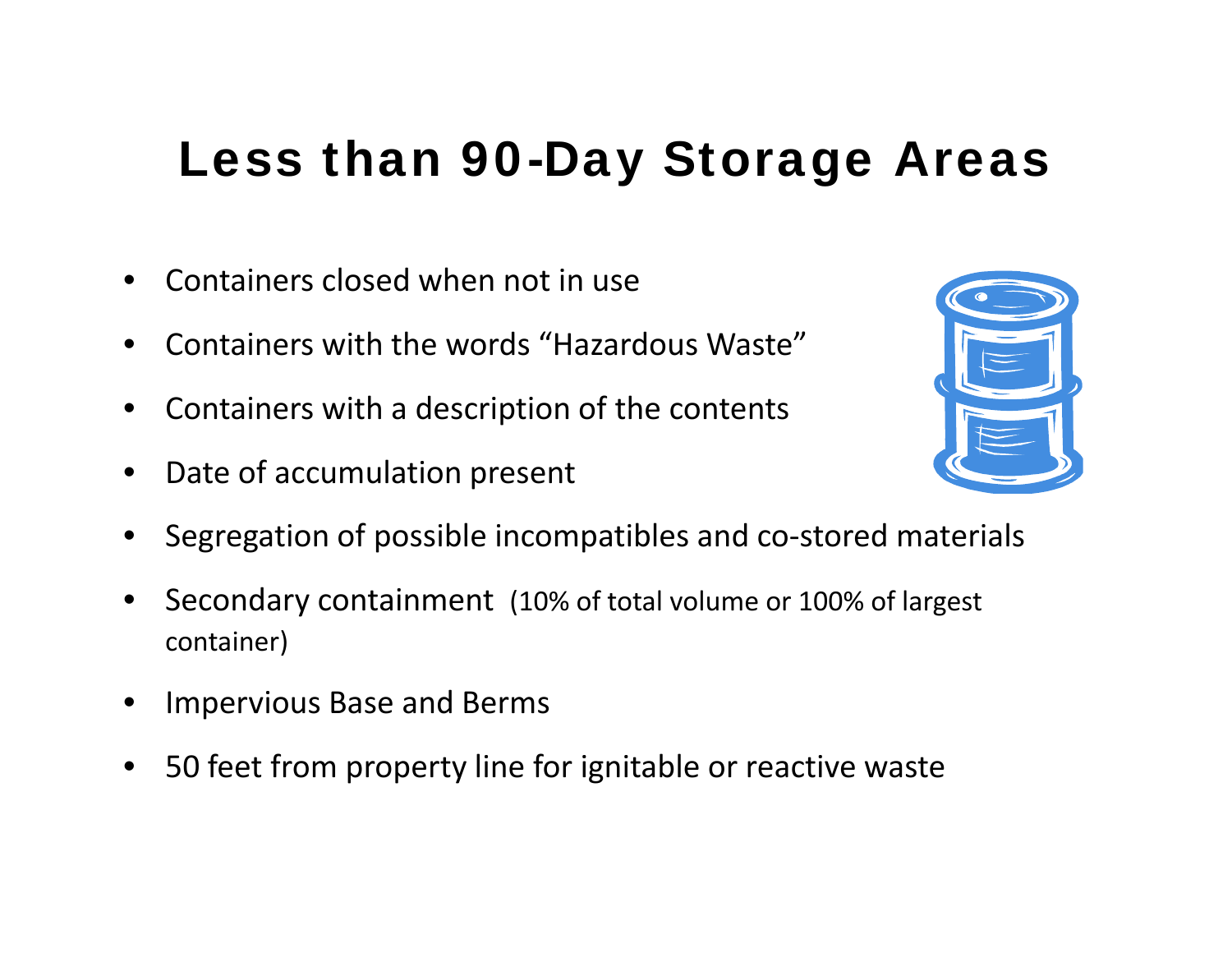# Less than 90-Day Storage Areas

- Containers closed when not in use
- Containers with the words “Hazardous Waste”
- Containers with a description of the contents
- Date of accumulation present
- Segregation of possible incompatibles and co-stored materials
- Secondary containment (10% of total volume or 100% of largest container)
- Impervious Base and Berms
- 50 feet from property line for ignitable or reactive waste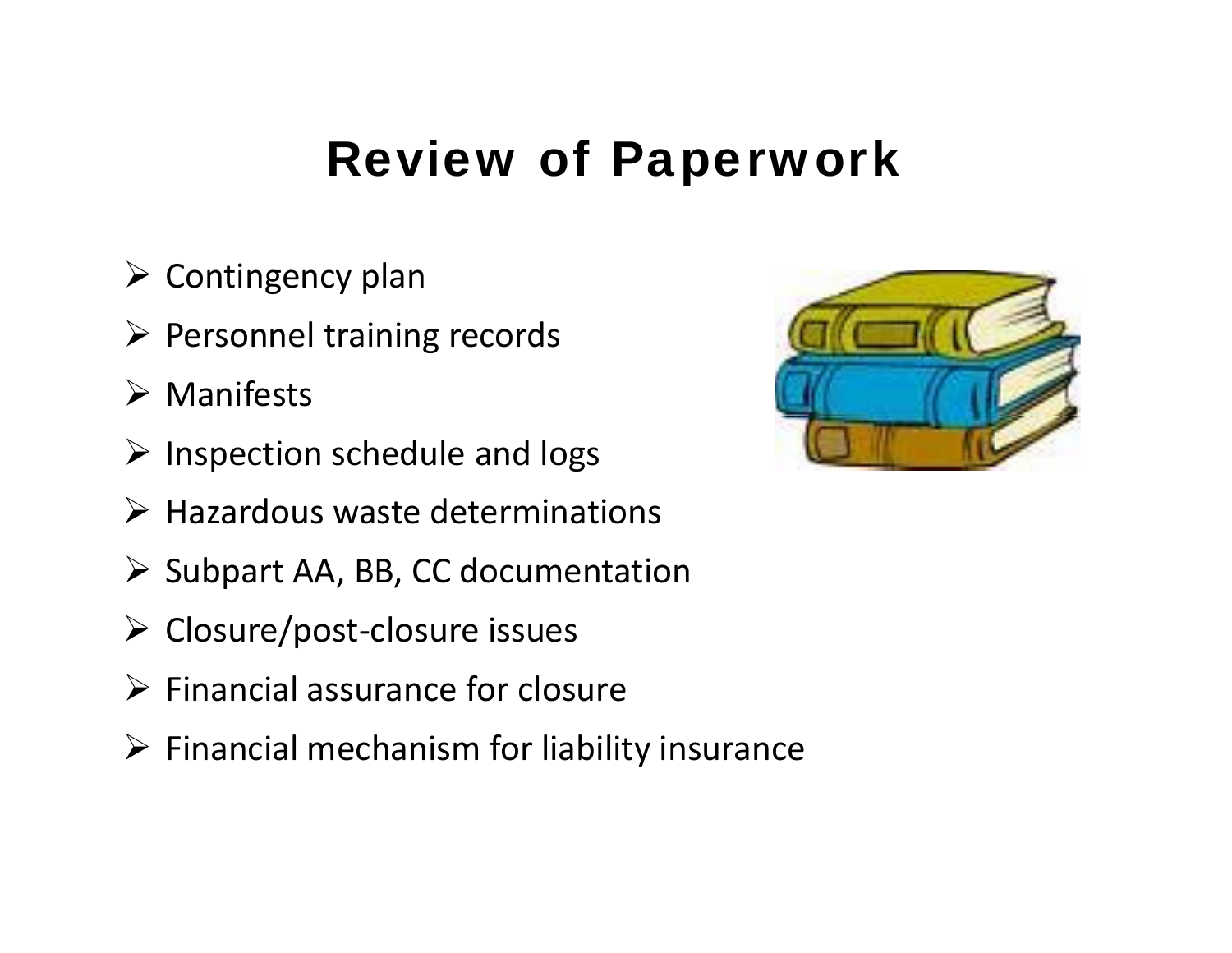# Review of Paperwork

- Contingency plan
- Personnel training records
- Manifests
- Inspection schedule and logs
- Hazardous waste determinations
- Subpart AA, BB, CC documentation
- Closure/post-closure issues
- Financial assurance for closure
- Financial mechanism for liability insurance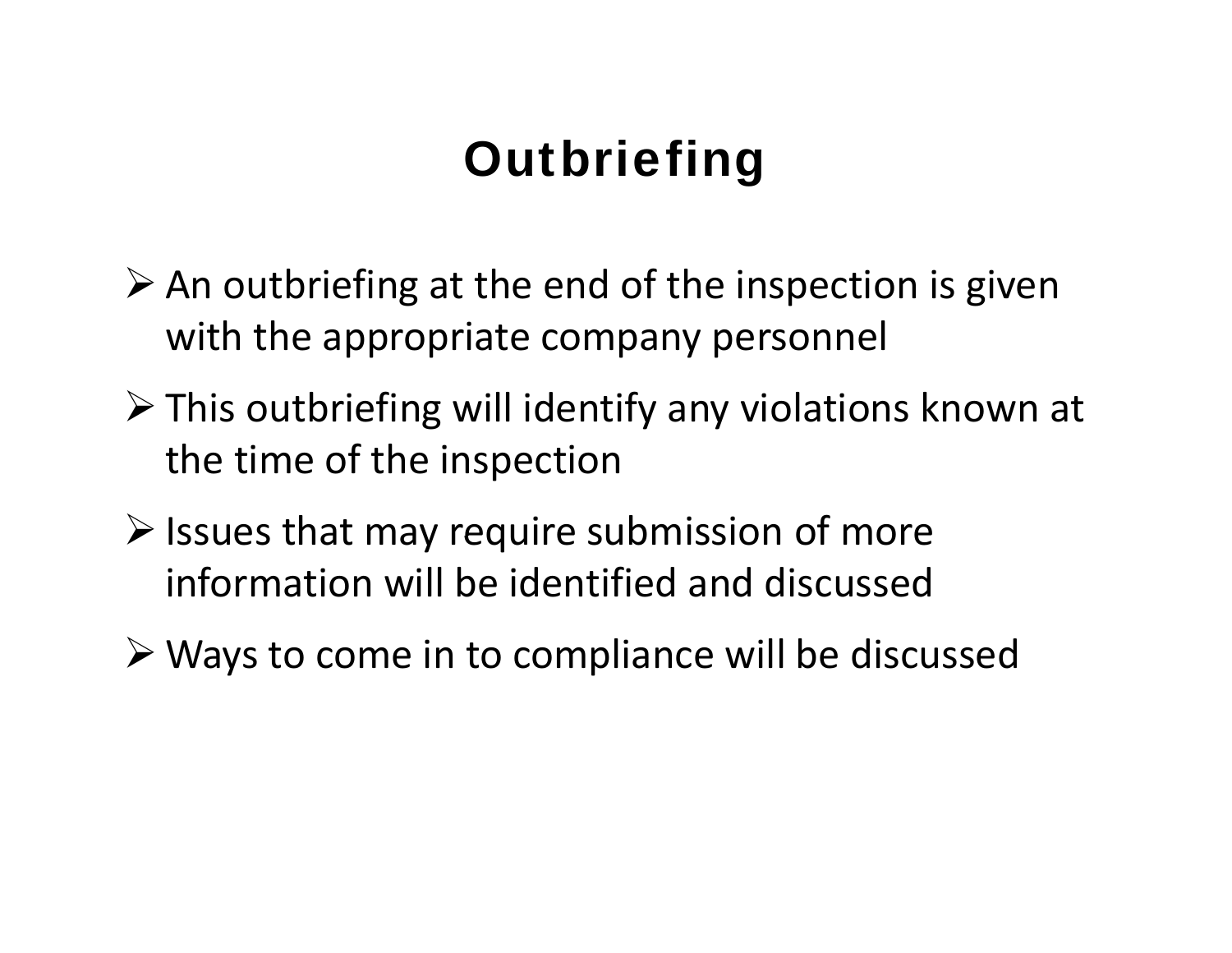# Outbriefing

- An outbriefing at the end of the inspection is given with the appropriate company personnel
- This outbriefing will identify any violations known at the time of the inspection
- Issues that may require submission of more information will be identified and discussed
- Ways to come in to compliance will be discussed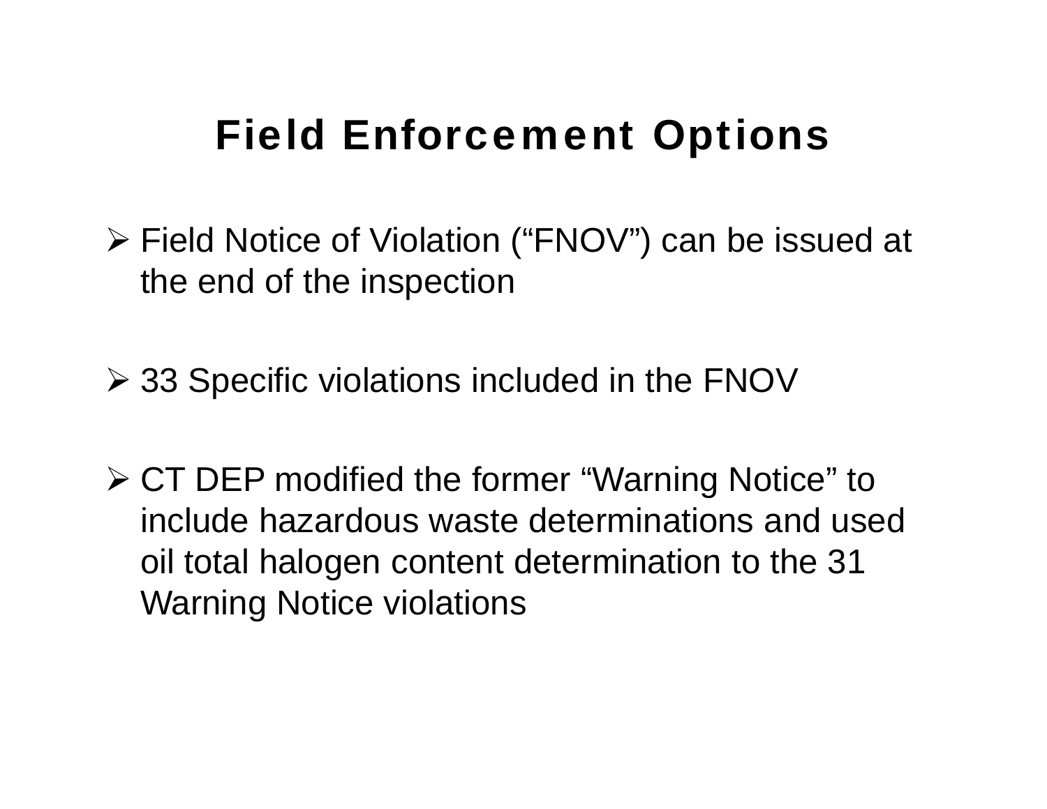# Field Enforcement Options

- Field Notice of Violation ("FNOV") can be issued at the end of the inspection
- 33 Specific violations included in the FNOV
- CT DEP modified the former "Warning Notice" to include hazardous waste determinations and used oil total halogen content determination to the 31 Warning Notice violations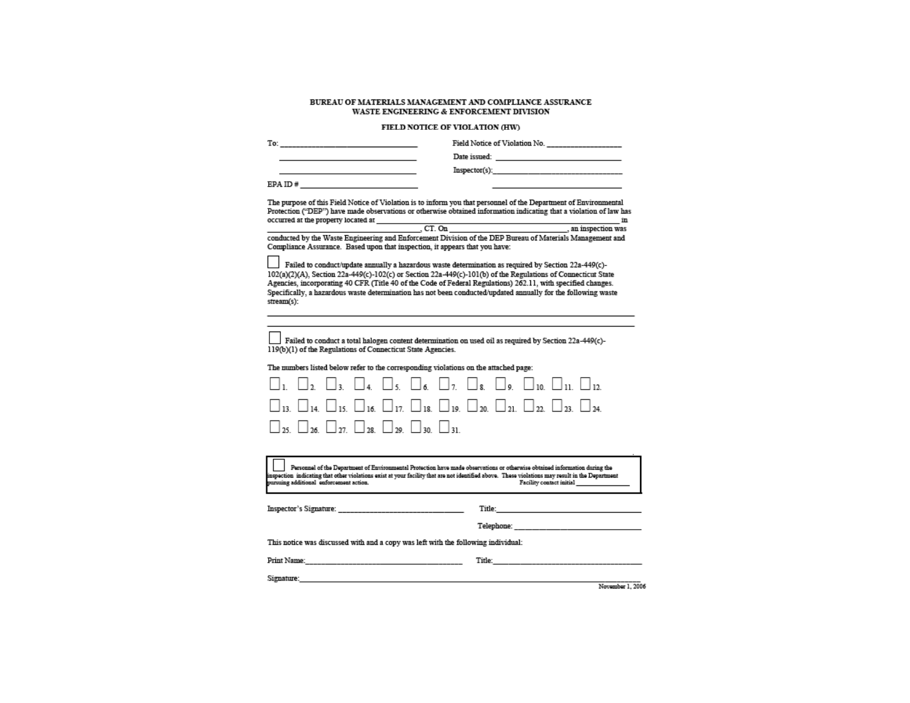**BUREAU OF MATERIALS MANAGEMENT AND COMPLIANCE ASSURANCE**
**WASTE ENGINEERING & ENFORCEMENT DIVISION**

**FIELD NOTICE OF VIOLATION (HW)**

To: ______________________________ Field Notice of Violation No. ________________

______________________________ Date issued: ___________________________

______________________________ Inspector(s):___________________________

EPA ID # __________________________ ___________________________

The purpose of this Field Notice of Violation is to inform you that personnel of the Department of Environmental Protection ("DEP") have made observations or otherwise obtained information indicating that a violation of law has occurred at the property located at ____________________________________________________ in ______________________________, CT. On ______________________________, an inspection was conducted by the Waste Engineering and Enforcement Division of the DEP Bureau of Materials Management and Compliance Assurance. Based upon that inspection, it appears that you have:

☐ Failed to conduct/update annually a hazardous waste determination as required by Section 22a-449(c)-102(a)(2)(A), Section 22a-449(c)-102(c) or Section 22a-449(c)-101(b) of the Regulations of Connecticut State Agencies, incorporating 40 CFR (Title 40 of the Code of Federal Regulations) 262.11, with specified changes. Specifically, a hazardous waste determination has not been conducted/updated annually for the following waste stream(s):

______________________________________________________________________________

______________________________________________________________________________

☐ Failed to conduct a total halogen content determination on used oil as required by Section 22a-449(c)-119(b)(1) of the Regulations of Connecticut State Agencies.

The numbers listed below refer to the corresponding violations on the attached page:

☐ 1. ☐ 2. ☐ 3. ☐ 4. ☐ 5. ☐ 6. ☐ 7. ☐ 8. ☐ 9. ☐ 10. ☐ 11. ☐ 12.

☐ 13. ☐ 14. ☐ 15. ☐ 16. ☐ 17. ☐ 18. ☐ 19. ☐ 20. ☐ 21. ☐ 22. ☐ 23. ☐ 24.

☐ 25. ☐ 26. ☐ 27. ☐ 28. ☐ 29. ☐ 30. ☐ 31.

☐ Personnel of the Department of Environmental Protection have made observations or otherwise obtained information during the inspection indicating that other violations exist at your facility that are not identified above. These violations may result in the Department pursuing additional enforcement action. Facility contact initial ____________

Inspector's Signature: ______________________________ Title: ______________________________

Telephone: ______________________________

This notice was discussed with and a copy was left with the following individual:

Print Name: ______________________________ Title: ______________________________

Signature: ______________________________________________________________________

November 1, 2006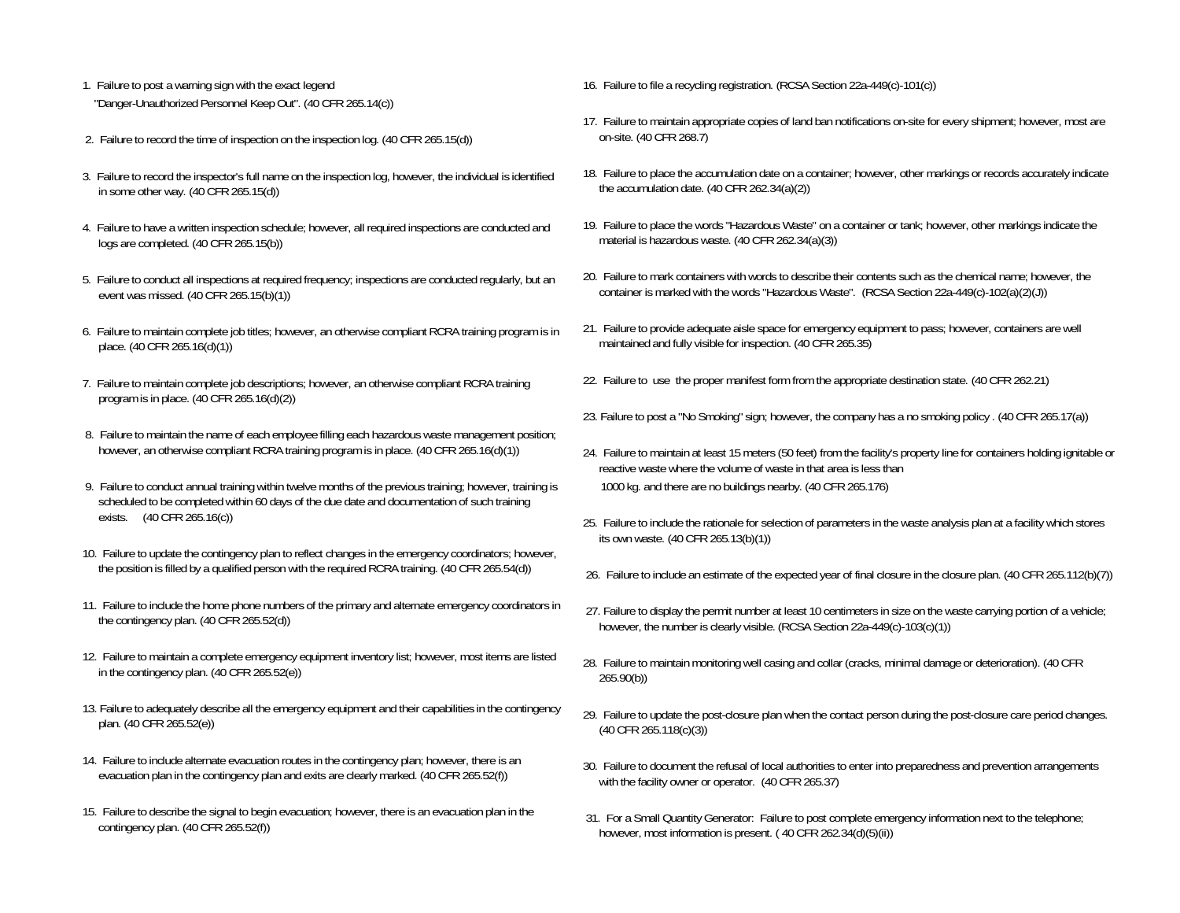1. Failure to post a warning sign with the exact legend "Danger-Unauthorized Personnel Keep Out". (40 CFR 265.14(c))

2. Failure to record the time of inspection on the inspection log. (40 CFR 265.15(d))

3. Failure to record the inspector's full name on the inspection log, however, the individual is identified in some other way. (40 CFR 265.15(d))

4. Failure to have a written inspection schedule; however, all required inspections are conducted and logs are completed. (40 CFR 265.15(b))

5. Failure to conduct all inspections at required frequency; inspections are conducted regularly, but an event was missed. (40 CFR 265.15(b)(1))

6. Failure to maintain complete job titles; however, an otherwise compliant RCRA training program is in place. (40 CFR 265.16(d)(1))

7. Failure to maintain complete job descriptions; however, an otherwise compliant RCRA training program is in place. (40 CFR 265.16(d)(2))

8. Failure to maintain the name of each employee filling each hazardous waste management position; however, an otherwise compliant RCRA training program is in place. (40 CFR 265.16(d)(1))

9. Failure to conduct annual training within twelve months of the previous training; however, training is scheduled to be completed within 60 days of the due date and documentation of such training exists. (40 CFR 265.16(c))

10. Failure to update the contingency plan to reflect changes in the emergency coordinators; however, the position is filled by a qualified person with the required RCRA training. (40 CFR 265.54(d))

11. Failure to include the home phone numbers of the primary and alternate emergency coordinators in the contingency plan. (40 CFR 265.52(d))

12. Failure to maintain a complete emergency equipment inventory list; however, most items are listed in the contingency plan. (40 CFR 265.52(e))

13. Failure to adequately describe all the emergency equipment and their capabilities in the contingency plan. (40 CFR 265.52(e))

14. Failure to include alternate evacuation routes in the contingency plan; however, there is an evacuation plan in the contingency plan and exits are clearly marked. (40 CFR 265.52(f))

15. Failure to describe the signal to begin evacuation; however, there is an evacuation plan in the contingency plan. (40 CFR 265.52(f))

16. Failure to file a recycling registration. (RCSA Section 22a-449(c)-101(c))

17. Failure to maintain appropriate copies of land ban notifications on-site for every shipment; however, most are on-site. (40 CFR 268.7)

18. Failure to place the accumulation date on a container; however, other markings or records accurately indicate the accumulation date. (40 CFR 262.34(a)(2))

19. Failure to place the words "Hazardous Waste" on a container or tank; however, other markings indicate the material is hazardous waste. (40 CFR 262.34(a)(3))

20. Failure to mark containers with words to describe their contents such as the chemical name; however, the container is marked with the words "Hazardous Waste". (RCSA Section 22a-449(c)-102(a)(2)(J))

21. Failure to provide adequate aisle space for emergency equipment to pass; however, containers are well maintained and fully visible for inspection. (40 CFR 265.35)

22. Failure to use the proper manifest form from the appropriate destination state. (40 CFR 262.21)

23. Failure to post a "No Smoking" sign; however, the company has a no smoking policy . (40 CFR 265.17(a))

24. Failure to maintain at least 15 meters (50 feet) from the facility's property line for containers holding ignitable or reactive waste where the volume of waste in that area is less than 1000 kg. and there are no buildings nearby. (40 CFR 265.176)

25. Failure to include the rationale for selection of parameters in the waste analysis plan at a facility which stores its own waste. (40 CFR 265.13(b)(1))

26. Failure to include an estimate of the expected year of final closure in the closure plan. (40 CFR 265.112(b)(7))

27. Failure to display the permit number at least 10 centimeters in size on the waste carrying portion of a vehicle; however, the number is clearly visible. (RCSA Section 22a-449(c)-103(c)(1))

28. Failure to maintain monitoring well casing and collar (cracks, minimal damage or deterioration). (40 CFR 265.90(b))

29. Failure to update the post-closure plan when the contact person during the post-closure care period changes. (40 CFR 265.118(c)(3))

30. Failure to document the refusal of local authorities to enter into preparedness and prevention arrangements with the facility owner or operator. (40 CFR 265.37)

31. For a Small Quantity Generator: Failure to post complete emergency information next to the telephone; however, most information is present. ( 40 CFR 262.34(d)(5)(ii))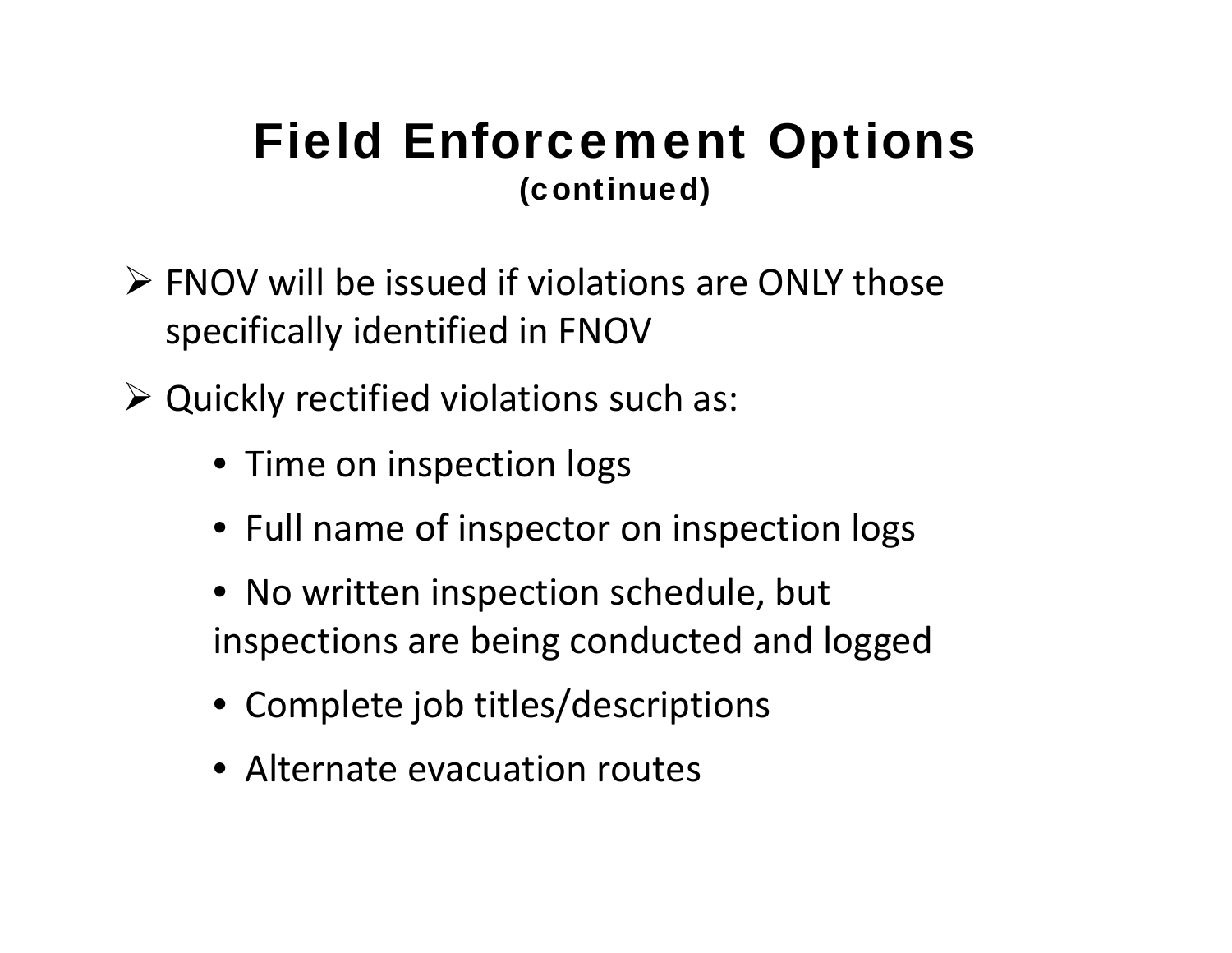# Field Enforcement Options

**(continued)**

- FNOV will be issued if violations are ONLY those specifically identified in FNOV
- Quickly rectified violations such as:
  - Time on inspection logs
  - Full name of inspector on inspection logs
  - No written inspection schedule, but inspections are being conducted and logged
  - Complete job titles/descriptions
  - Alternate evacuation routes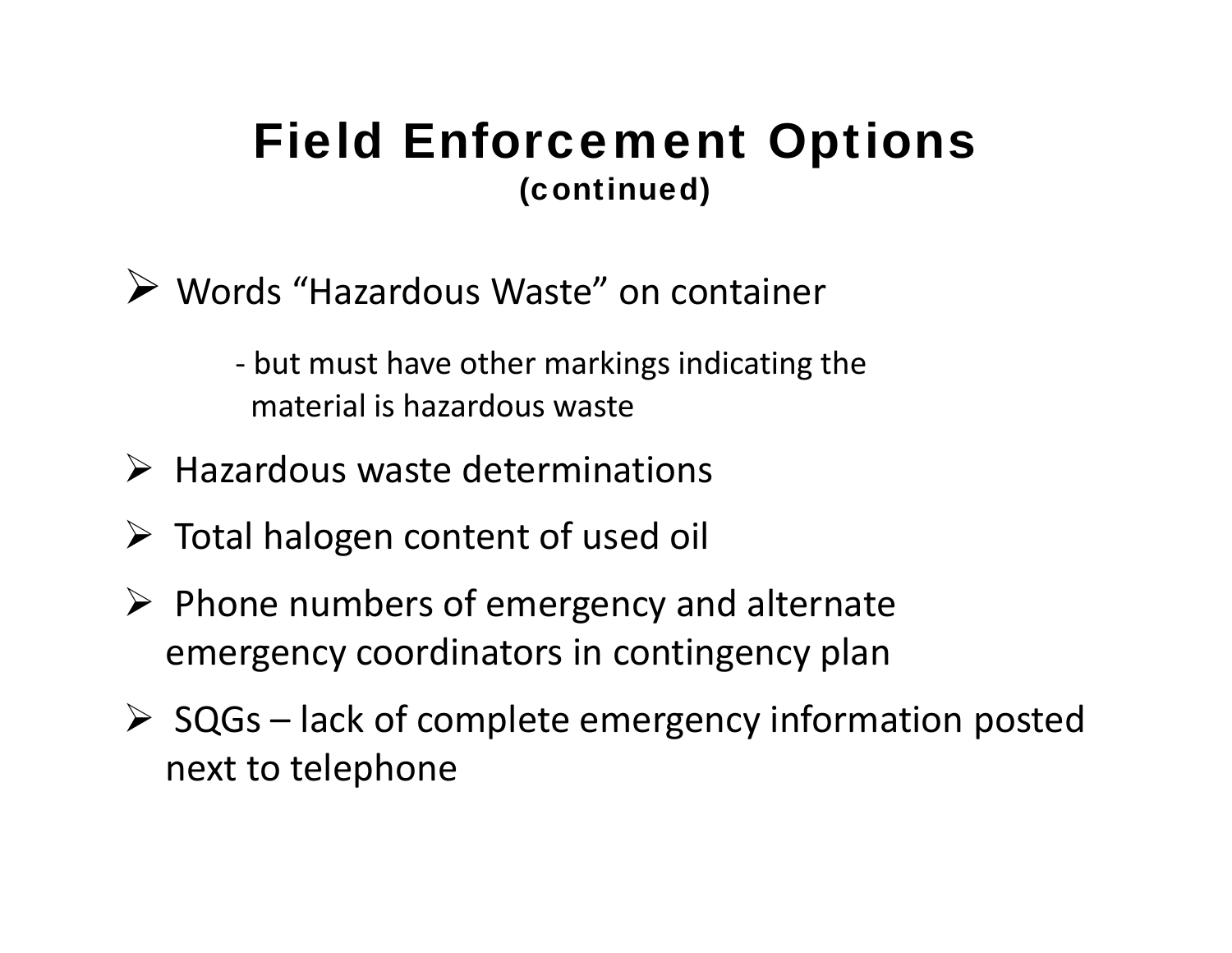# Field Enforcement Options
(continued)

- Words "Hazardous Waste" on container
  - but must have other markings indicating the material is hazardous waste
- Hazardous waste determinations
- Total halogen content of used oil
- Phone numbers of emergency and alternate emergency coordinators in contingency plan
- SQGs – lack of complete emergency information posted next to telephone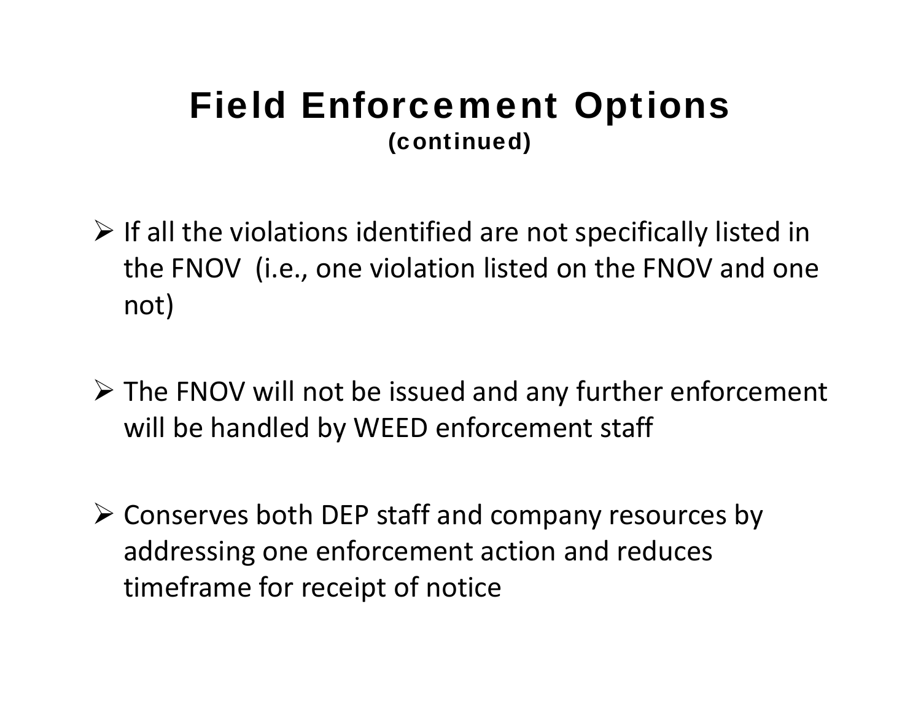# Field Enforcement Options

**(continued)**

- If all the violations identified are not specifically listed in the FNOV (i.e., one violation listed on the FNOV and one not)
- The FNOV will not be issued and any further enforcement will be handled by WEED enforcement staff
- Conserves both DEP staff and company resources by addressing one enforcement action and reduces timeframe for receipt of notice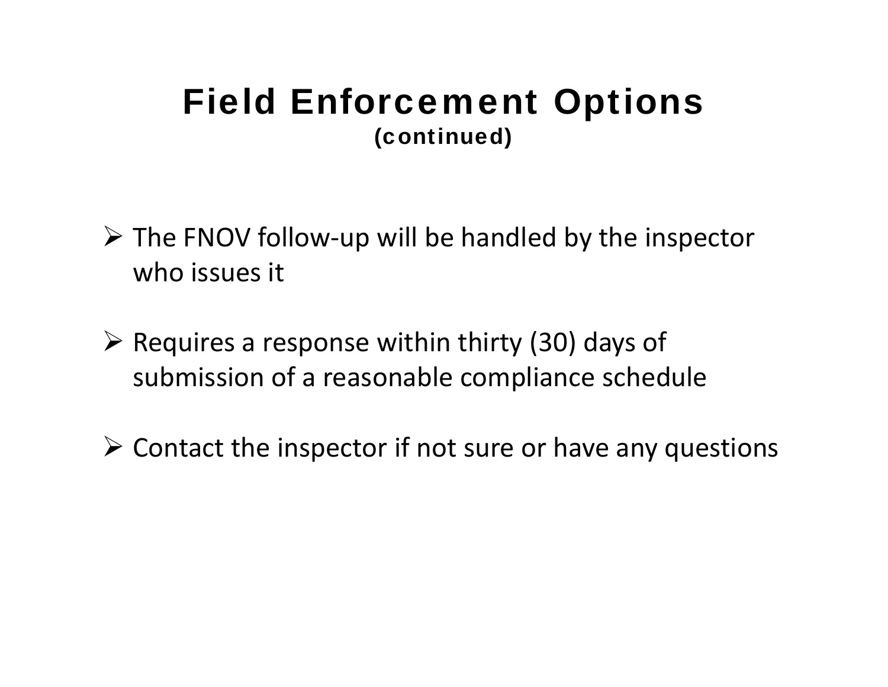# Field Enforcement Options

**(continued)**

- The FNOV follow-up will be handled by the inspector who issues it
- Requires a response within thirty (30) days of submission of a reasonable compliance schedule
- Contact the inspector if not sure or have any questions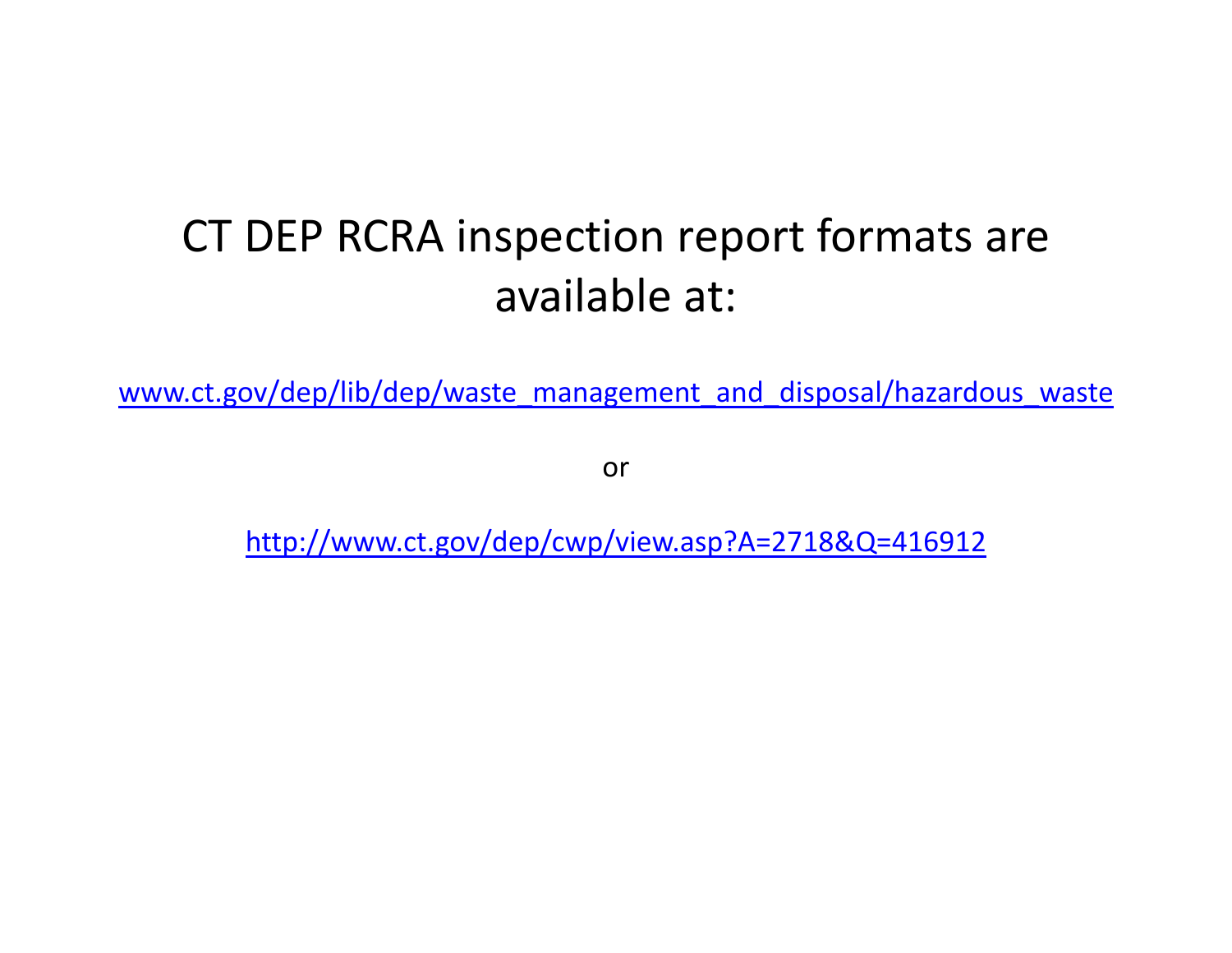# CT DEP RCRA inspection report formats are available at:

[www.ct.gov/dep/lib/dep/waste_management_and_disposal/hazardous_waste](www.ct.gov/dep/lib/dep/waste_management_and_disposal/hazardous_waste)

or

[http://www.ct.gov/dep/cwp/view.asp?A=2718&Q=416912](http://www.ct.gov/dep/cwp/view.asp?A=2718&Q=416912)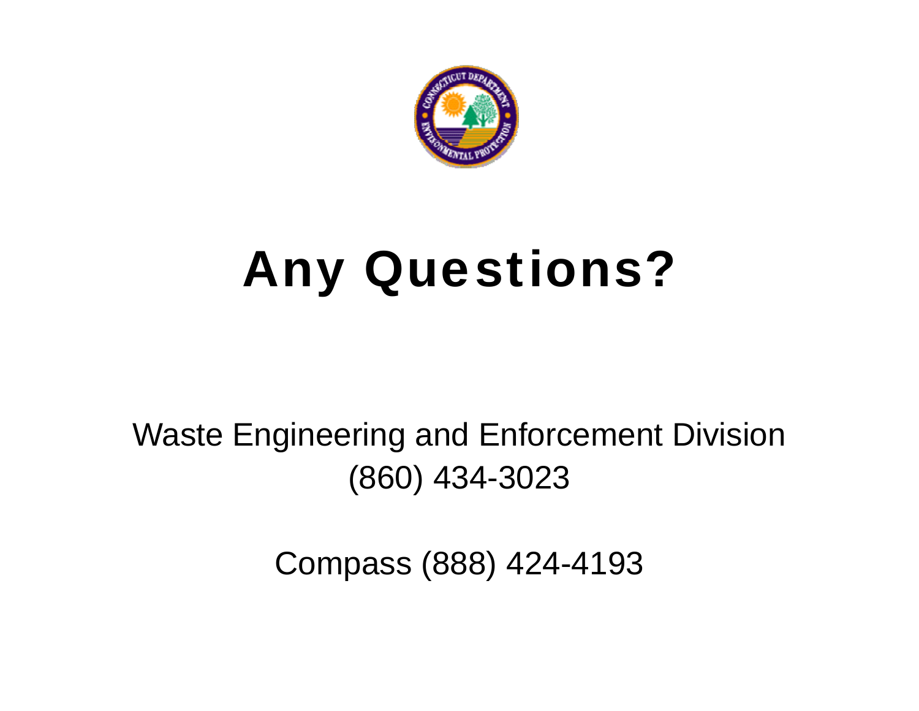# Any Questions?

Waste Engineering and Enforcement Division
(860) 434-3023

Compass (888) 424-4193